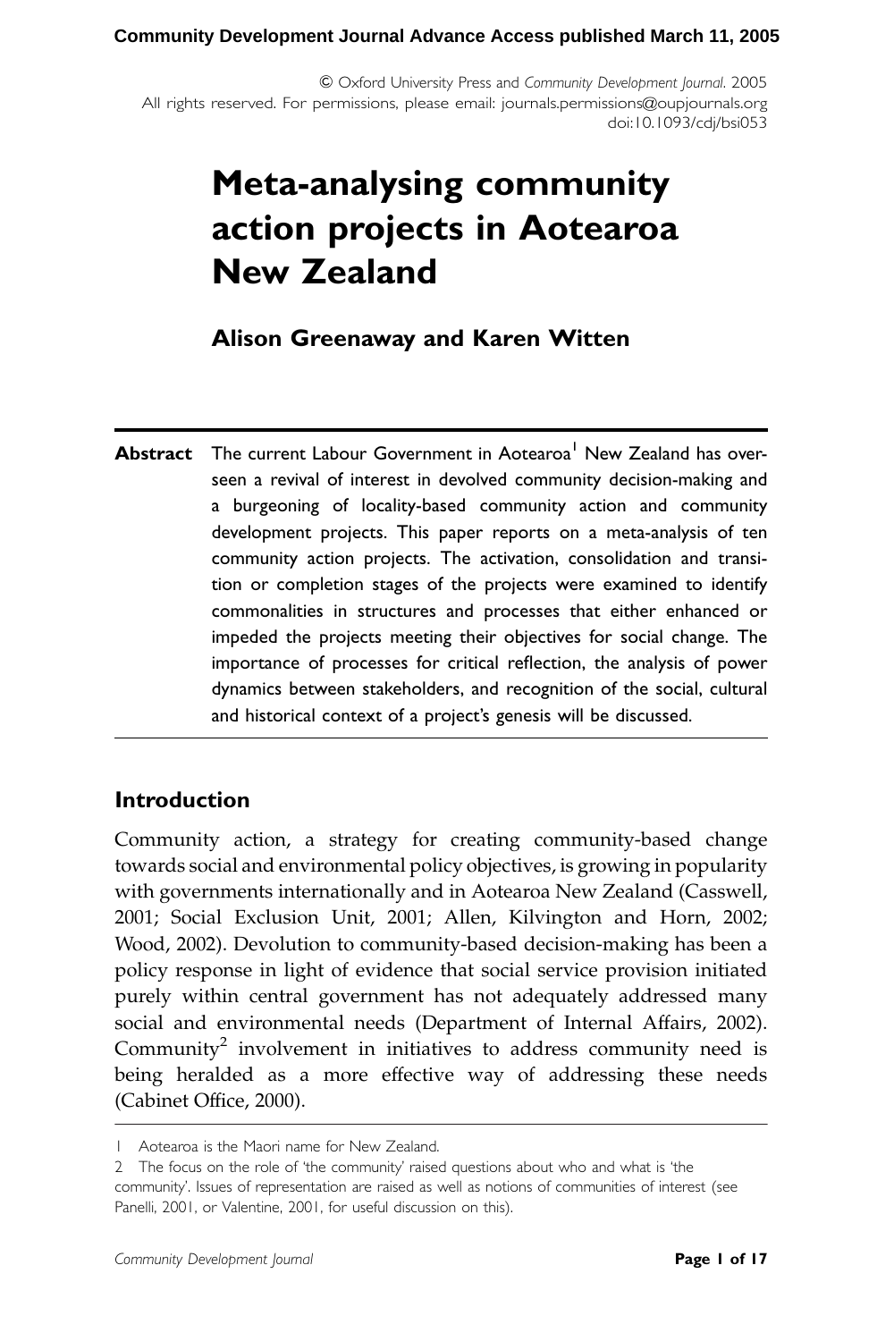# Meta-analysing community action projects in Aotearoa New Zealand

**Alison Greenaway and Karen Witten**

**Abstract** The current Labour Government in Aotearoa[1] New Zealand has overseen a revival of interest in devolved community decision-making and a burgeoning of locality-based community action and community development projects. This paper reports on a meta-analysis of ten community action projects. The activation, consolidation and transition or completion stages of the projects were examined to identify commonalities in structures and processes that either enhanced or impeded the projects meeting their objectives for social change. The importance of processes for critical reflection, the analysis of power dynamics between stakeholders, and recognition of the social, cultural and historical context of a project's genesis will be discussed.

## Introduction

Community action, a strategy for creating community-based change towards social and environmental policy objectives, is growing in popularity with governments internationally and in Aotearoa New Zealand (Casswell, 2001; Social Exclusion Unit, 2001; Allen, Kilvington and Horn, 2002; Wood, 2002). Devolution to community-based decision-making has been a policy response in light of evidence that social service provision initiated purely within central government has not adequately addressed many social and environmental needs (Department of Internal Affairs, 2002). Community[2] involvement in initiatives to address community need is being heralded as a more effective way of addressing these needs (Cabinet Office, 2000).

---

1 Aotearoa is the Maori name for New Zealand.

2 The focus on the role of 'the community' raised questions about who and what is 'the community'. Issues of representation are raised as well as notions of communities of interest (see Panelli, 2001, or Valentine, 2001, for useful discussion on this).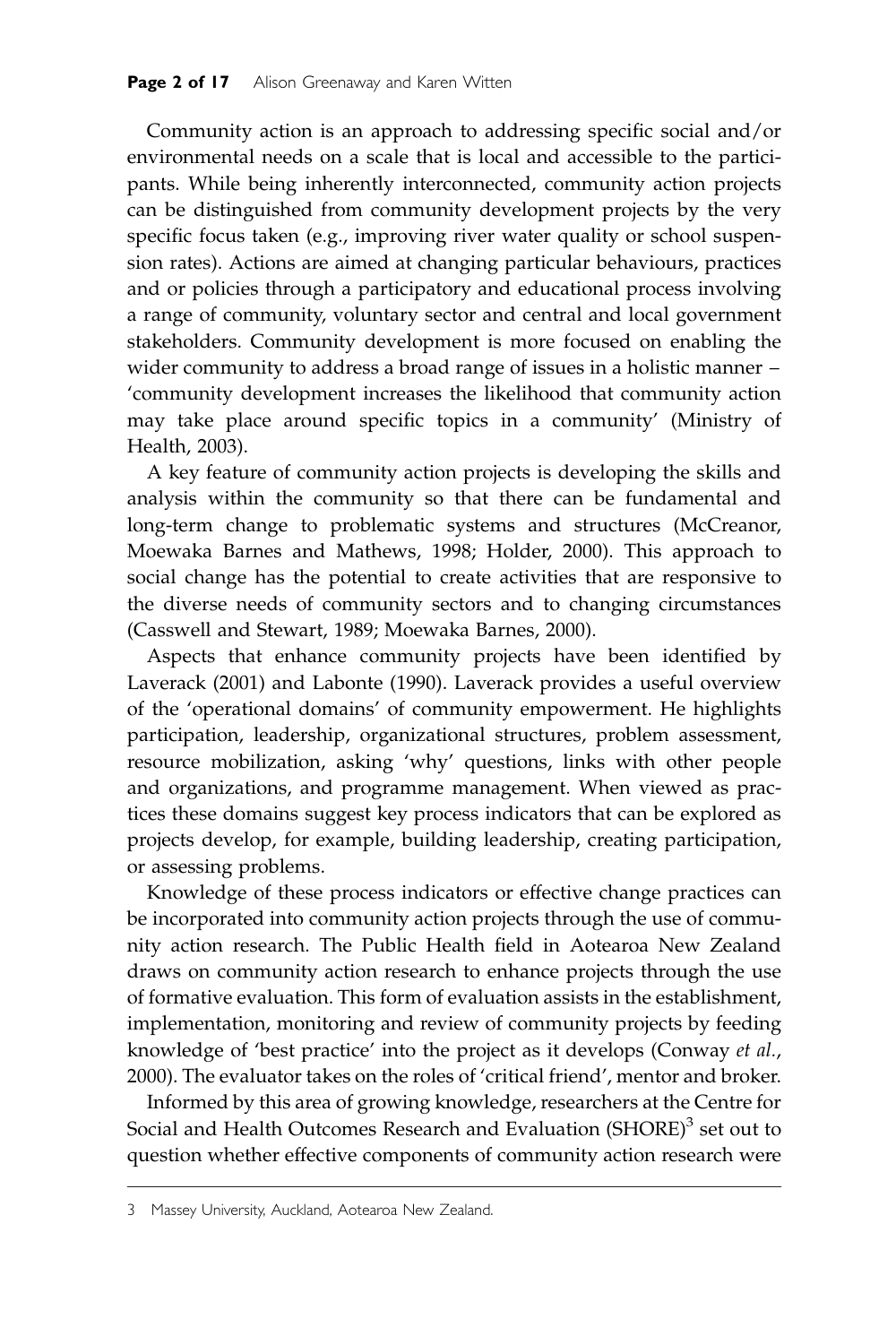Community action is an approach to addressing specific social and/or environmental needs on a scale that is local and accessible to the participants. While being inherently interconnected, community action projects can be distinguished from community development projects by the very specific focus taken (e.g., improving river water quality or school suspension rates). Actions are aimed at changing particular behaviours, practices and or policies through a participatory and educational process involving a range of community, voluntary sector and central and local government stakeholders. Community development is more focused on enabling the wider community to address a broad range of issues in a holistic manner – 'community development increases the likelihood that community action may take place around specific topics in a community' (Ministry of Health, 2003).

A key feature of community action projects is developing the skills and analysis within the community so that there can be fundamental and long-term change to problematic systems and structures (McCreanor, Moewaka Barnes and Mathews, 1998; Holder, 2000). This approach to social change has the potential to create activities that are responsive to the diverse needs of community sectors and to changing circumstances (Casswell and Stewart, 1989; Moewaka Barnes, 2000).

Aspects that enhance community projects have been identified by Laverack (2001) and Labonte (1990). Laverack provides a useful overview of the 'operational domains' of community empowerment. He highlights participation, leadership, organizational structures, problem assessment, resource mobilization, asking 'why' questions, links with other people and organizations, and programme management. When viewed as practices these domains suggest key process indicators that can be explored as projects develop, for example, building leadership, creating participation, or assessing problems.

Knowledge of these process indicators or effective change practices can be incorporated into community action projects through the use of community action research. The Public Health field in Aotearoa New Zealand draws on community action research to enhance projects through the use of formative evaluation. This form of evaluation assists in the establishment, implementation, monitoring and review of community projects by feeding knowledge of 'best practice' into the project as it develops (Conway *et al.*, 2000). The evaluator takes on the roles of 'critical friend', mentor and broker.

Informed by this area of growing knowledge, researchers at the Centre for Social and Health Outcomes Research and Evaluation (SHORE)[3] set out to question whether effective components of community action research were

---

3 Massey University, Auckland, Aotearoa New Zealand.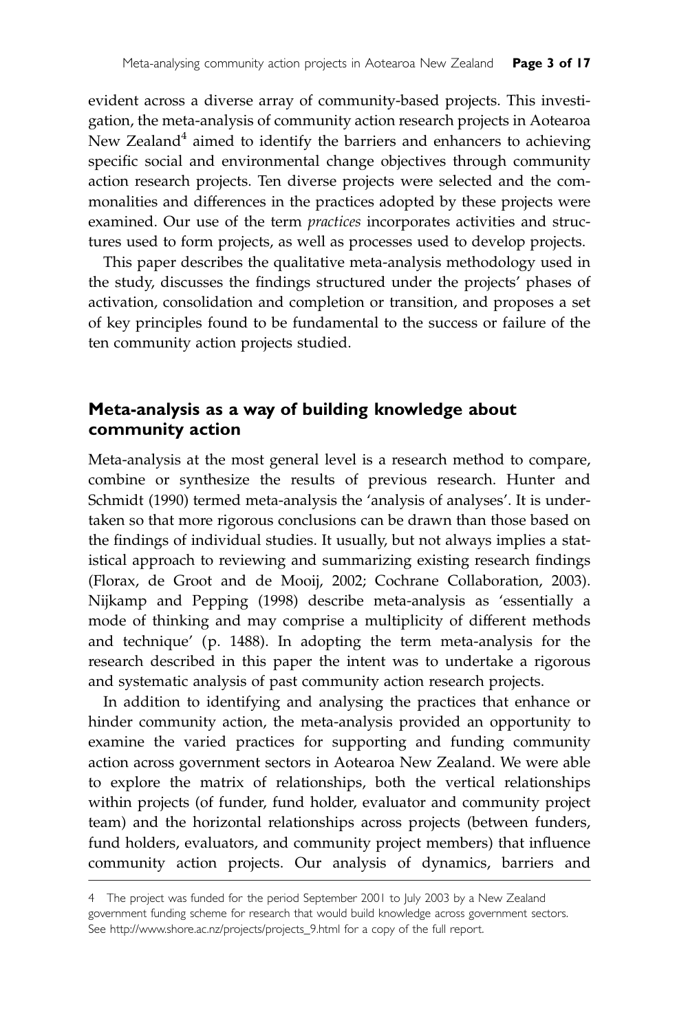evident across a diverse array of community-based projects. This investigation, the meta-analysis of community action research projects in Aotearoa New Zealand[4] aimed to identify the barriers and enhancers to achieving specific social and environmental change objectives through community action research projects. Ten diverse projects were selected and the commonalities and differences in the practices adopted by these projects were examined. Our use of the term *practices* incorporates activities and structures used to form projects, as well as processes used to develop projects.

This paper describes the qualitative meta-analysis methodology used in the study, discusses the findings structured under the projects' phases of activation, consolidation and completion or transition, and proposes a set of key principles found to be fundamental to the success or failure of the ten community action projects studied.

## Meta-analysis as a way of building knowledge about community action

Meta-analysis at the most general level is a research method to compare, combine or synthesize the results of previous research. Hunter and Schmidt (1990) termed meta-analysis the 'analysis of analyses'. It is undertaken so that more rigorous conclusions can be drawn than those based on the findings of individual studies. It usually, but not always implies a statistical approach to reviewing and summarizing existing research findings (Florax, de Groot and de Mooij, 2002; Cochrane Collaboration, 2003). Nijkamp and Pepping (1998) describe meta-analysis as 'essentially a mode of thinking and may comprise a multiplicity of different methods and technique' (p. 1488). In adopting the term meta-analysis for the research described in this paper the intent was to undertake a rigorous and systematic analysis of past community action research projects.

In addition to identifying and analysing the practices that enhance or hinder community action, the meta-analysis provided an opportunity to examine the varied practices for supporting and funding community action across government sectors in Aotearoa New Zealand. We were able to explore the matrix of relationships, both the vertical relationships within projects (of funder, fund holder, evaluator and community project team) and the horizontal relationships across projects (between funders, fund holders, evaluators, and community project members) that influence community action projects. Our analysis of dynamics, barriers and

4 The project was funded for the period September 2001 to July 2003 by a New Zealand government funding scheme for research that would build knowledge across government sectors. See http://www.shore.ac.nz/projects/projects_9.html for a copy of the full report.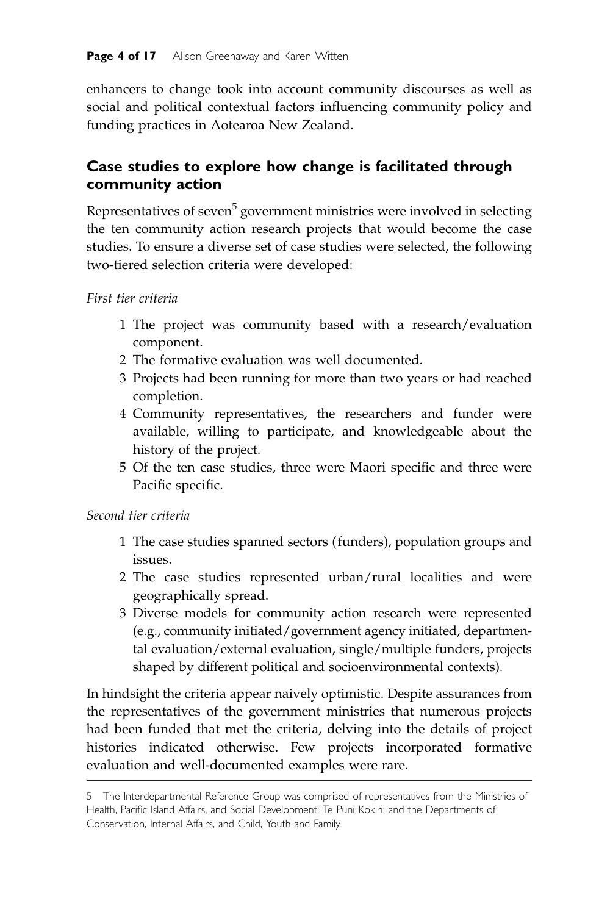enhancers to change took into account community discourses as well as social and political contextual factors influencing community policy and funding practices in Aotearoa New Zealand.

## Case studies to explore how change is facilitated through community action

Representatives of seven[5] government ministries were involved in selecting the ten community action research projects that would become the case studies. To ensure a diverse set of case studies were selected, the following two-tiered selection criteria were developed:

*First tier criteria*

1. The project was community based with a research/evaluation component.
2. The formative evaluation was well documented.
3. Projects had been running for more than two years or had reached completion.
4. Community representatives, the researchers and funder were available, willing to participate, and knowledgeable about the history of the project.
5. Of the ten case studies, three were Maori specific and three were Pacific specific.

*Second tier criteria*

1. The case studies spanned sectors (funders), population groups and issues.
2. The case studies represented urban/rural localities and were geographically spread.
3. Diverse models for community action research were represented (e.g., community initiated/government agency initiated, departmental evaluation/external evaluation, single/multiple funders, projects shaped by different political and socioenvironmental contexts).

In hindsight the criteria appear naively optimistic. Despite assurances from the representatives of the government ministries that numerous projects had been funded that met the criteria, delving into the details of project histories indicated otherwise. Few projects incorporated formative evaluation and well-documented examples were rare.

---

5 The Interdepartmental Reference Group was comprised of representatives from the Ministries of Health, Pacific Island Affairs, and Social Development; Te Puni Kokiri; and the Departments of Conservation, Internal Affairs, and Child, Youth and Family.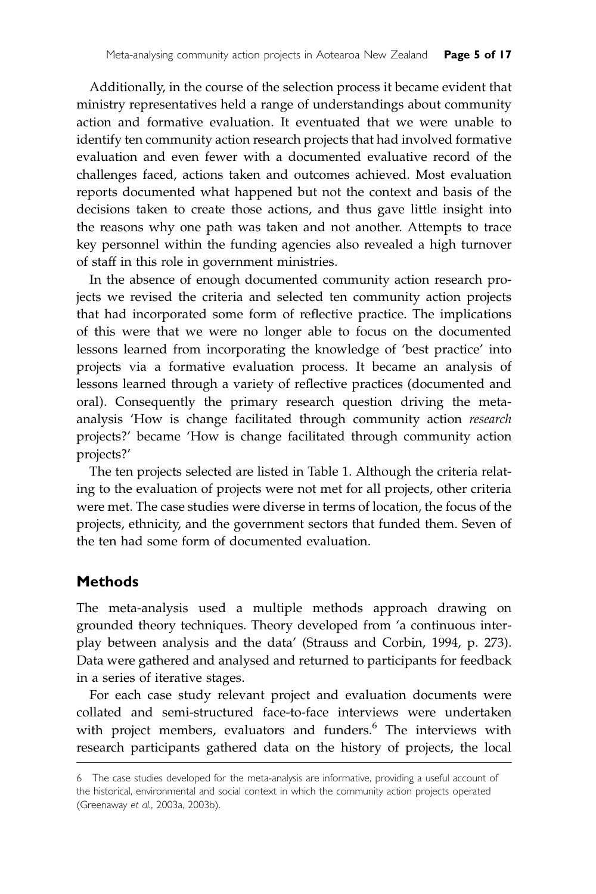Additionally, in the course of the selection process it became evident that ministry representatives held a range of understandings about community action and formative evaluation. It eventuated that we were unable to identify ten community action research projects that had involved formative evaluation and even fewer with a documented evaluative record of the challenges faced, actions taken and outcomes achieved. Most evaluation reports documented what happened but not the context and basis of the decisions taken to create those actions, and thus gave little insight into the reasons why one path was taken and not another. Attempts to trace key personnel within the funding agencies also revealed a high turnover of staff in this role in government ministries.

In the absence of enough documented community action research projects we revised the criteria and selected ten community action projects that had incorporated some form of reflective practice. The implications of this were that we were no longer able to focus on the documented lessons learned from incorporating the knowledge of 'best practice' into projects via a formative evaluation process. It became an analysis of lessons learned through a variety of reflective practices (documented and oral). Consequently the primary research question driving the meta-analysis 'How is change facilitated through community action *research* projects?' became 'How is change facilitated through community action projects?'

The ten projects selected are listed in Table 1. Although the criteria relating to the evaluation of projects were not met for all projects, other criteria were met. The case studies were diverse in terms of location, the focus of the projects, ethnicity, and the government sectors that funded them. Seven of the ten had some form of documented evaluation.

## Methods

The meta-analysis used a multiple methods approach drawing on grounded theory techniques. Theory developed from 'a continuous interplay between analysis and the data' (Strauss and Corbin, 1994, p. 273). Data were gathered and analysed and returned to participants for feedback in a series of iterative stages.

For each case study relevant project and evaluation documents were collated and semi-structured face-to-face interviews were undertaken with project members, evaluators and funders.[6] The interviews with research participants gathered data on the history of projects, the local

6 The case studies developed for the meta-analysis are informative, providing a useful account of the historical, environmental and social context in which the community action projects operated (Greenaway *et al*., 2003a, 2003b).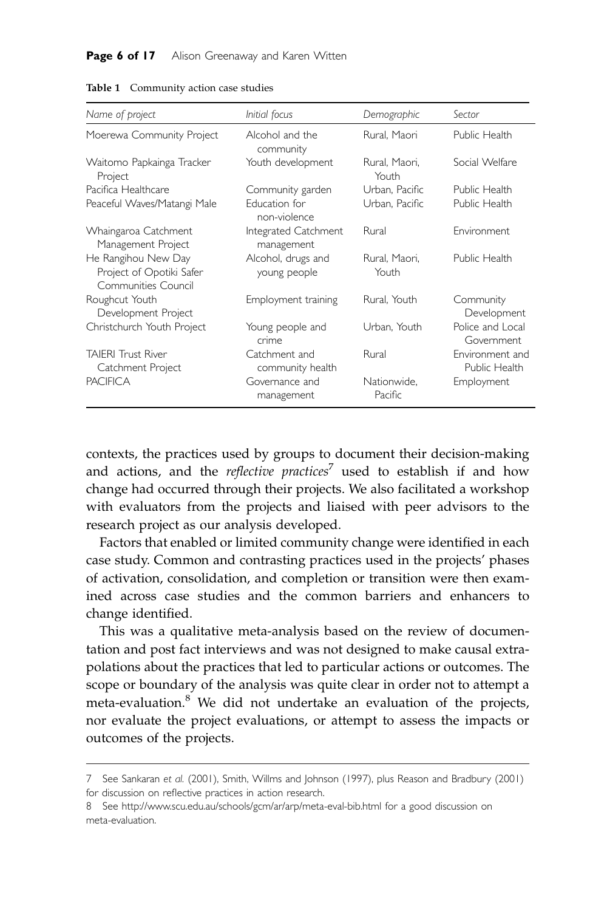**Table 1** Community action case studies

| *Name of project* | *Initial focus* | *Demographic* | *Sector* |
|---|---|---|---|
| Moerewa Community Project | Alcohol and the community | Rural, Maori | Public Health |
| Waitomo Papkainga Tracker Project | Youth development | Rural, Maori, Youth | Social Welfare |
| Pacifica Healthcare | Community garden | Urban, Pacific | Public Health |
| Peaceful Waves/Matangi Male | Education for non-violence | Urban, Pacific | Public Health |
| Whaingaroa Catchment Management Project | Integrated Catchment management | Rural | Environment |
| He Rangihou New Day Project of Opotiki Safer Communities Council | Alcohol, drugs and young people | Rural, Maori, Youth | Public Health |
| Roughcut Youth Development Project | Employment training | Rural, Youth | Community Development |
| Christchurch Youth Project | Young people and crime | Urban, Youth | Police and Local Government |
| TAIERI Trust River Catchment Project | Catchment and community health | Rural | Environment and Public Health |
| PACIFICA | Governance and management | Nationwide, Pacific | Employment |

contexts, the practices used by groups to document their decision-making and actions, and the *reflective practices*[7] used to establish if and how change had occurred through their projects. We also facilitated a workshop with evaluators from the projects and liaised with peer advisors to the research project as our analysis developed.

Factors that enabled or limited community change were identified in each case study. Common and contrasting practices used in the projects' phases of activation, consolidation, and completion or transition were then examined across case studies and the common barriers and enhancers to change identified.

This was a qualitative meta-analysis based on the review of documentation and post fact interviews and was not designed to make causal extrapolations about the practices that led to particular actions or outcomes. The scope or boundary of the analysis was quite clear in order not to attempt a meta-evaluation.[8] We did not undertake an evaluation of the projects, nor evaluate the project evaluations, or attempt to assess the impacts or outcomes of the projects.

---

7 See Sankaran *et al.* (2001), Smith, Willms and Johnson (1997), plus Reason and Bradbury (2001) for discussion on reflective practices in action research.

8 See http://www.scu.edu.au/schools/gcm/ar/arp/meta-eval-bib.html for a good discussion on meta-evaluation.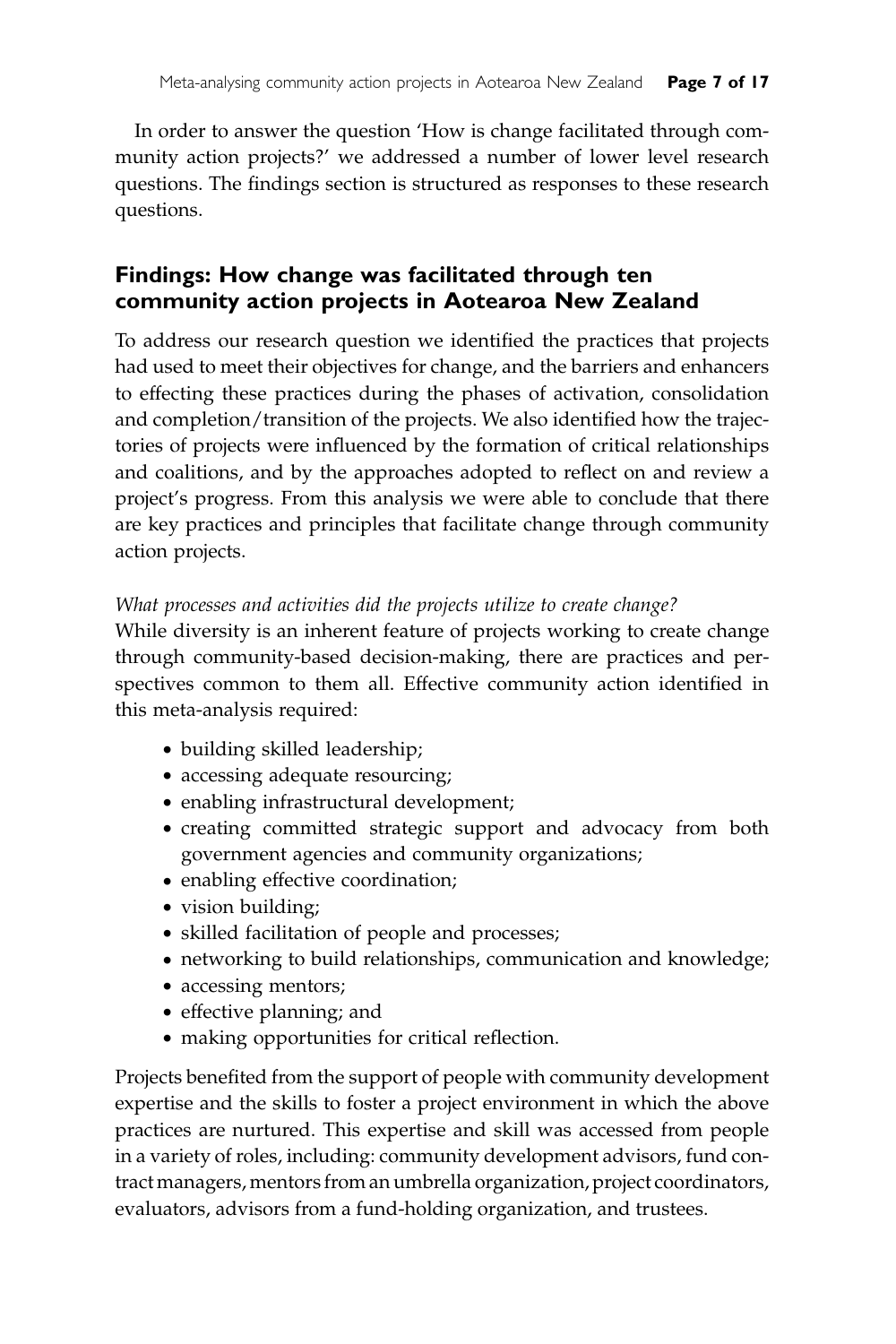In order to answer the question 'How is change facilitated through community action projects?' we addressed a number of lower level research questions. The findings section is structured as responses to these research questions.

## Findings: How change was facilitated through ten community action projects in Aotearoa New Zealand

To address our research question we identified the practices that projects had used to meet their objectives for change, and the barriers and enhancers to effecting these practices during the phases of activation, consolidation and completion/transition of the projects. We also identified how the trajectories of projects were influenced by the formation of critical relationships and coalitions, and by the approaches adopted to reflect on and review a project's progress. From this analysis we were able to conclude that there are key practices and principles that facilitate change through community action projects.

*What processes and activities did the projects utilize to create change?*

While diversity is an inherent feature of projects working to create change through community-based decision-making, there are practices and perspectives common to them all. Effective community action identified in this meta-analysis required:

- building skilled leadership;
- accessing adequate resourcing;
- enabling infrastructural development;
- creating committed strategic support and advocacy from both government agencies and community organizations;
- enabling effective coordination;
- vision building;
- skilled facilitation of people and processes;
- networking to build relationships, communication and knowledge;
- accessing mentors;
- effective planning; and
- making opportunities for critical reflection.

Projects benefited from the support of people with community development expertise and the skills to foster a project environment in which the above practices are nurtured. This expertise and skill was accessed from people in a variety of roles, including: community development advisors, fund contract managers, mentors from an umbrella organization, project coordinators, evaluators, advisors from a fund-holding organization, and trustees.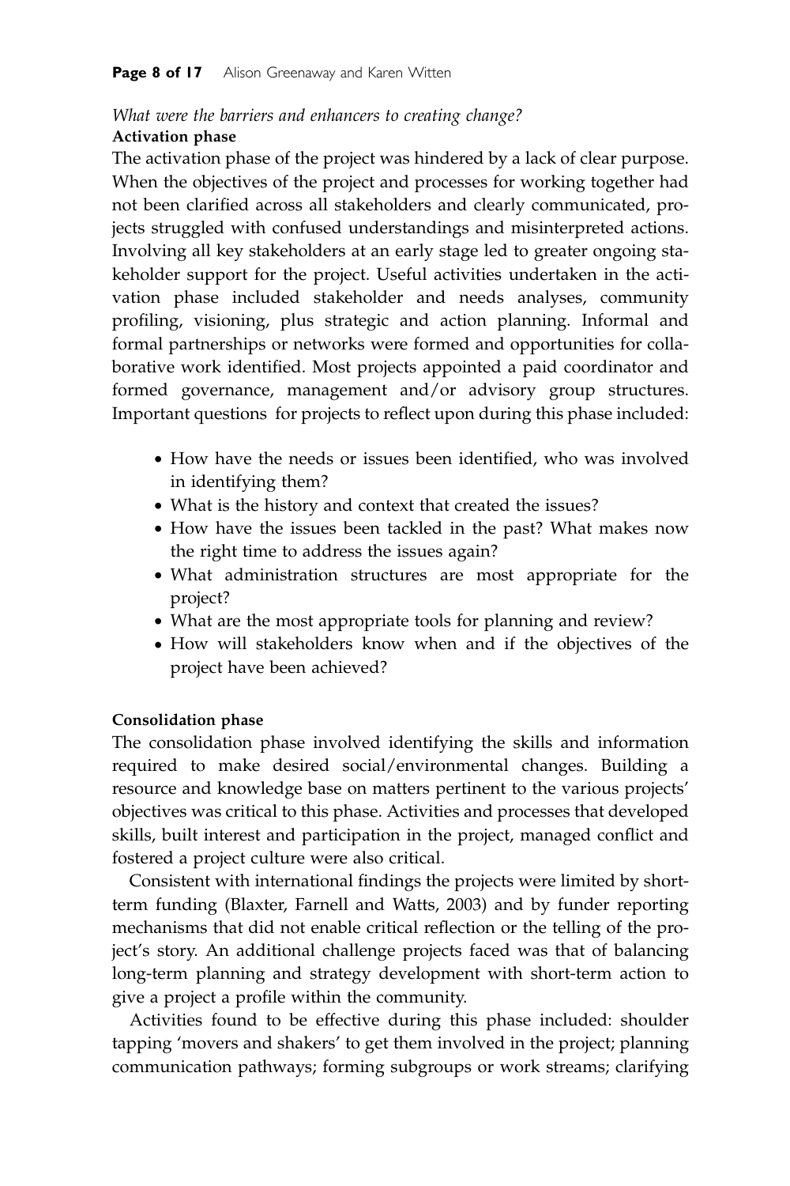*What were the barriers and enhancers to creating change?*

**Activation phase**

The activation phase of the project was hindered by a lack of clear purpose. When the objectives of the project and processes for working together had not been clarified across all stakeholders and clearly communicated, projects struggled with confused understandings and misinterpreted actions. Involving all key stakeholders at an early stage led to greater ongoing stakeholder support for the project. Useful activities undertaken in the activation phase included stakeholder and needs analyses, community profiling, visioning, plus strategic and action planning. Informal and formal partnerships or networks were formed and opportunities for collaborative work identified. Most projects appointed a paid coordinator and formed governance, management and/or advisory group structures. Important questions for projects to reflect upon during this phase included:

- How have the needs or issues been identified, who was involved in identifying them?
- What is the history and context that created the issues?
- How have the issues been tackled in the past? What makes now the right time to address the issues again?
- What administration structures are most appropriate for the project?
- What are the most appropriate tools for planning and review?
- How will stakeholders know when and if the objectives of the project have been achieved?

**Consolidation phase**

The consolidation phase involved identifying the skills and information required to make desired social/environmental changes. Building a resource and knowledge base on matters pertinent to the various projects' objectives was critical to this phase. Activities and processes that developed skills, built interest and participation in the project, managed conflict and fostered a project culture were also critical.

Consistent with international findings the projects were limited by short-term funding (Blaxter, Farnell and Watts, 2003) and by funder reporting mechanisms that did not enable critical reflection or the telling of the project's story. An additional challenge projects faced was that of balancing long-term planning and strategy development with short-term action to give a project a profile within the community.

Activities found to be effective during this phase included: shoulder tapping 'movers and shakers' to get them involved in the project; planning communication pathways; forming subgroups or work streams; clarifying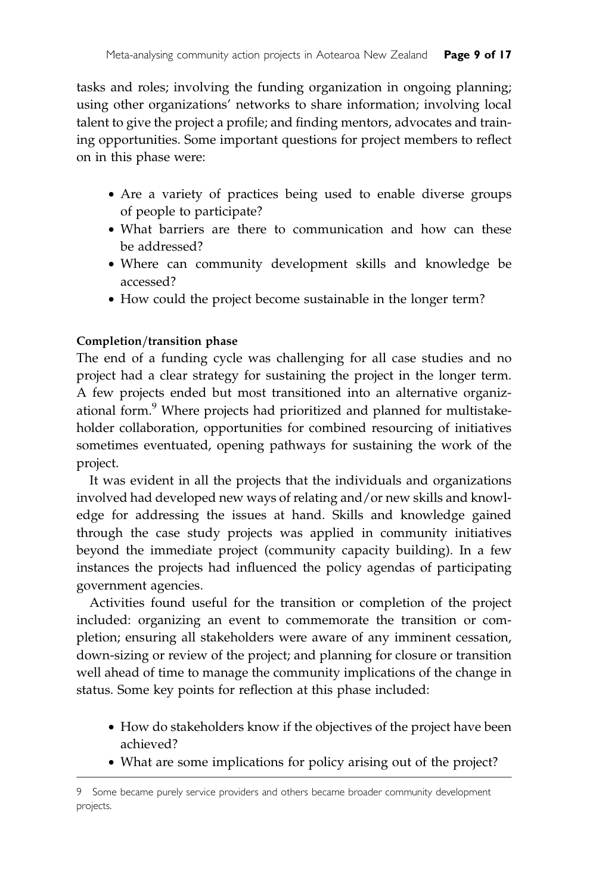tasks and roles; involving the funding organization in ongoing planning; using other organizations' networks to share information; involving local talent to give the project a profile; and finding mentors, advocates and training opportunities. Some important questions for project members to reflect on in this phase were:

- Are a variety of practices being used to enable diverse groups of people to participate?
- What barriers are there to communication and how can these be addressed?
- Where can community development skills and knowledge be accessed?
- How could the project become sustainable in the longer term?

**Completion/transition phase**

The end of a funding cycle was challenging for all case studies and no project had a clear strategy for sustaining the project in the longer term. A few projects ended but most transitioned into an alternative organizational form.[9] Where projects had prioritized and planned for multistakeholder collaboration, opportunities for combined resourcing of initiatives sometimes eventuated, opening pathways for sustaining the work of the project.

It was evident in all the projects that the individuals and organizations involved had developed new ways of relating and/or new skills and knowledge for addressing the issues at hand. Skills and knowledge gained through the case study projects was applied in community initiatives beyond the immediate project (community capacity building). In a few instances the projects had influenced the policy agendas of participating government agencies.

Activities found useful for the transition or completion of the project included: organizing an event to commemorate the transition or completion; ensuring all stakeholders were aware of any imminent cessation, down-sizing or review of the project; and planning for closure or transition well ahead of time to manage the community implications of the change in status. Some key points for reflection at this phase included:

- How do stakeholders know if the objectives of the project have been achieved?
- What are some implications for policy arising out of the project?

---

9 Some became purely service providers and others became broader community development projects.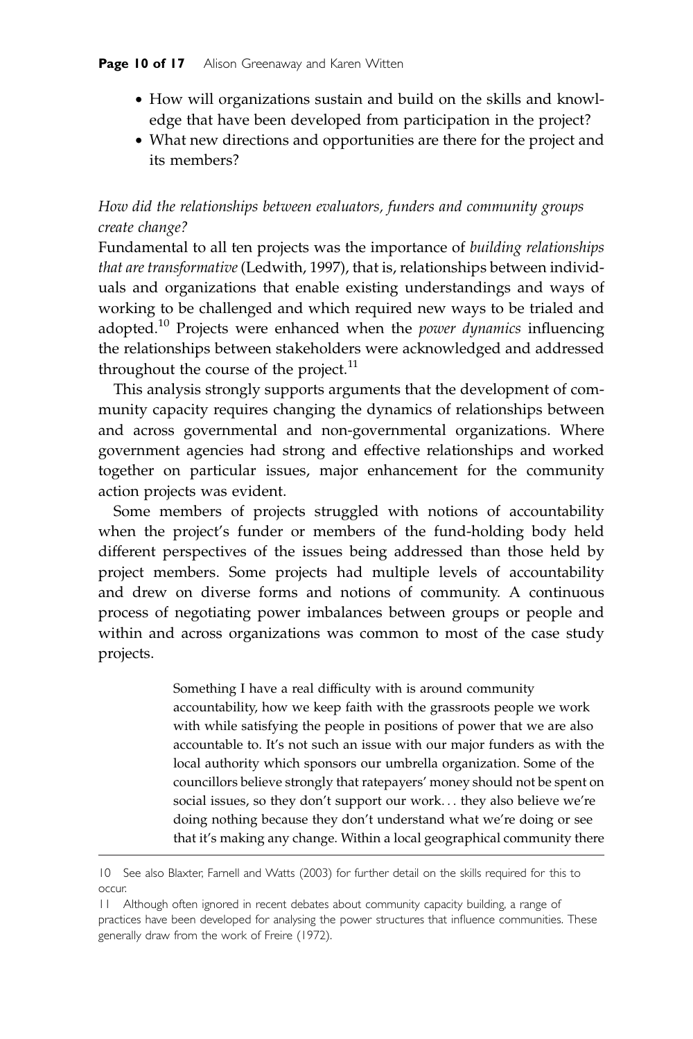- How will organizations sustain and build on the skills and knowledge that have been developed from participation in the project?
- What new directions and opportunities are there for the project and its members?

*How did the relationships between evaluators, funders and community groups create change?*

Fundamental to all ten projects was the importance of *building relationships that are transformative* (Ledwith, 1997), that is, relationships between individuals and organizations that enable existing understandings and ways of working to be challenged and which required new ways to be trialed and adopted.[10] Projects were enhanced when the *power dynamics* influencing the relationships between stakeholders were acknowledged and addressed throughout the course of the project.[11]

This analysis strongly supports arguments that the development of community capacity requires changing the dynamics of relationships between and across governmental and non-governmental organizations. Where government agencies had strong and effective relationships and worked together on particular issues, major enhancement for the community action projects was evident.

Some members of projects struggled with notions of accountability when the project's funder or members of the fund-holding body held different perspectives of the issues being addressed than those held by project members. Some projects had multiple levels of accountability and drew on diverse forms and notions of community. A continuous process of negotiating power imbalances between groups or people and within and across organizations was common to most of the case study projects.

> Something I have a real difficulty with is around community accountability, how we keep faith with the grassroots people we work with while satisfying the people in positions of power that we are also accountable to. It's not such an issue with our major funders as with the local authority which sponsors our umbrella organization. Some of the councillors believe strongly that ratepayers' money should not be spent on social issues, so they don't support our work... they also believe we're doing nothing because they don't understand what we're doing or see that it's making any change. Within a local geographical community there

---

10 See also Blaxter, Farnell and Watts (2003) for further detail on the skills required for this to occur.

11 Although often ignored in recent debates about community capacity building, a range of practices have been developed for analysing the power structures that influence communities. These generally draw from the work of Freire (1972).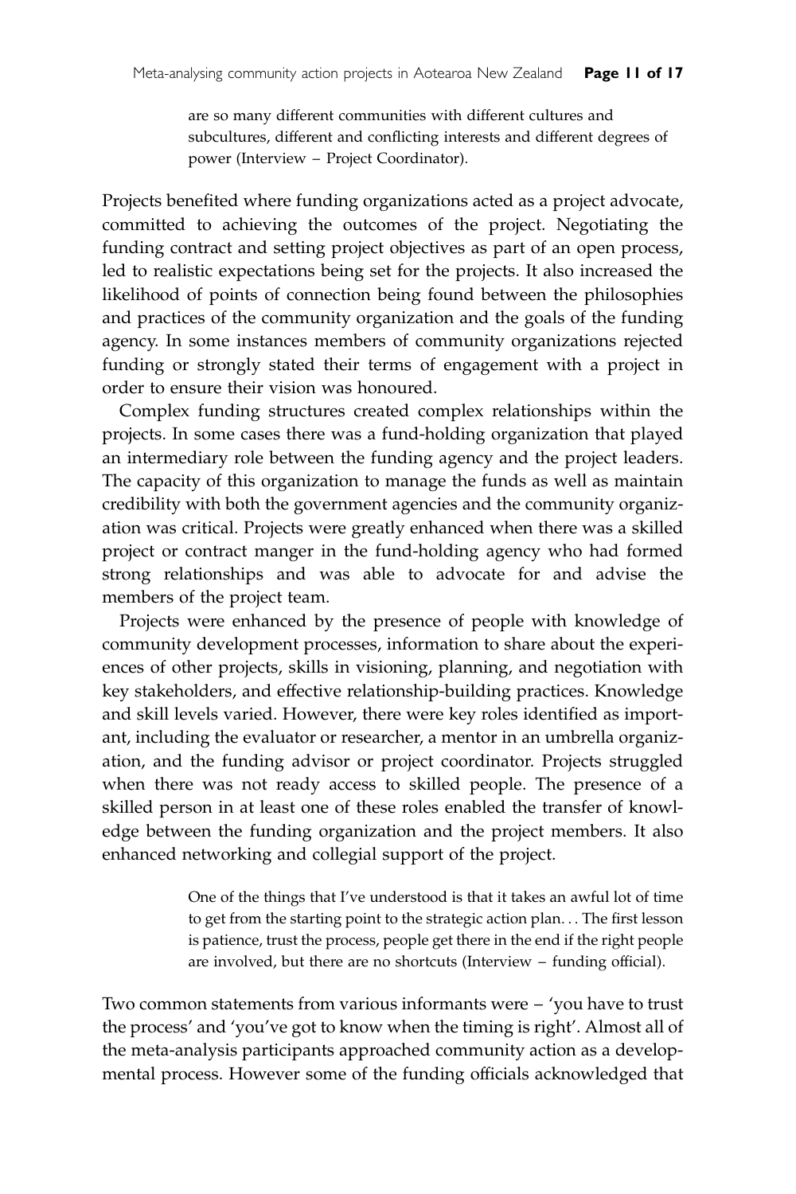> are so many different communities with different cultures and subcultures, different and conflicting interests and different degrees of power (Interview – Project Coordinator).

Projects benefited where funding organizations acted as a project advocate, committed to achieving the outcomes of the project. Negotiating the funding contract and setting project objectives as part of an open process, led to realistic expectations being set for the projects. It also increased the likelihood of points of connection being found between the philosophies and practices of the community organization and the goals of the funding agency. In some instances members of community organizations rejected funding or strongly stated their terms of engagement with a project in order to ensure their vision was honoured.

Complex funding structures created complex relationships within the projects. In some cases there was a fund-holding organization that played an intermediary role between the funding agency and the project leaders. The capacity of this organization to manage the funds as well as maintain credibility with both the government agencies and the community organization was critical. Projects were greatly enhanced when there was a skilled project or contract manger in the fund-holding agency who had formed strong relationships and was able to advocate for and advise the members of the project team.

Projects were enhanced by the presence of people with knowledge of community development processes, information to share about the experiences of other projects, skills in visioning, planning, and negotiation with key stakeholders, and effective relationship-building practices. Knowledge and skill levels varied. However, there were key roles identified as important, including the evaluator or researcher, a mentor in an umbrella organization, and the funding advisor or project coordinator. Projects struggled when there was not ready access to skilled people. The presence of a skilled person in at least one of these roles enabled the transfer of knowledge between the funding organization and the project members. It also enhanced networking and collegial support of the project.

> One of the things that I've understood is that it takes an awful lot of time to get from the starting point to the strategic action plan. . . The first lesson is patience, trust the process, people get there in the end if the right people are involved, but there are no shortcuts (Interview – funding official).

Two common statements from various informants were – 'you have to trust the process' and 'you've got to know when the timing is right'. Almost all of the meta-analysis participants approached community action as a developmental process. However some of the funding officials acknowledged that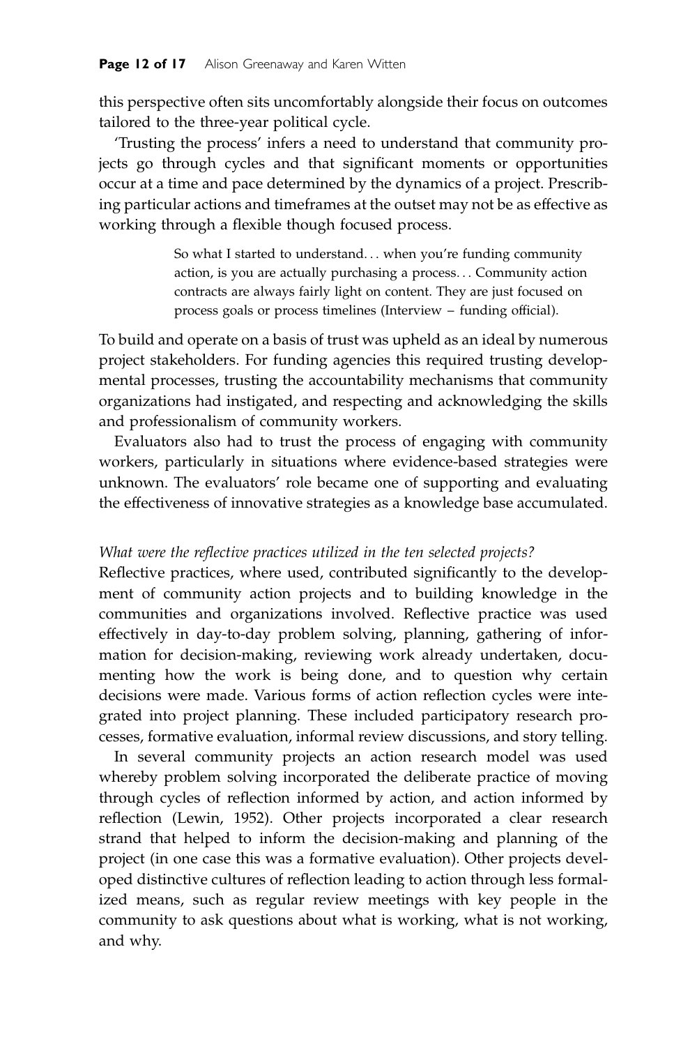this perspective often sits uncomfortably alongside their focus on outcomes tailored to the three-year political cycle.

'Trusting the process' infers a need to understand that community projects go through cycles and that significant moments or opportunities occur at a time and pace determined by the dynamics of a project. Prescribing particular actions and timeframes at the outset may not be as effective as working through a flexible though focused process.

> So what I started to understand... when you're funding community action, is you are actually purchasing a process... Community action contracts are always fairly light on content. They are just focused on process goals or process timelines (Interview – funding official).

To build and operate on a basis of trust was upheld as an ideal by numerous project stakeholders. For funding agencies this required trusting developmental processes, trusting the accountability mechanisms that community organizations had instigated, and respecting and acknowledging the skills and professionalism of community workers.

Evaluators also had to trust the process of engaging with community workers, particularly in situations where evidence-based strategies were unknown. The evaluators' role became one of supporting and evaluating the effectiveness of innovative strategies as a knowledge base accumulated.

*What were the reflective practices utilized in the ten selected projects?*

Reflective practices, where used, contributed significantly to the development of community action projects and to building knowledge in the communities and organizations involved. Reflective practice was used effectively in day-to-day problem solving, planning, gathering of information for decision-making, reviewing work already undertaken, documenting how the work is being done, and to question why certain decisions were made. Various forms of action reflection cycles were integrated into project planning. These included participatory research processes, formative evaluation, informal review discussions, and story telling.

In several community projects an action research model was used whereby problem solving incorporated the deliberate practice of moving through cycles of reflection informed by action, and action informed by reflection (Lewin, 1952). Other projects incorporated a clear research strand that helped to inform the decision-making and planning of the project (in one case this was a formative evaluation). Other projects developed distinctive cultures of reflection leading to action through less formalized means, such as regular review meetings with key people in the community to ask questions about what is working, what is not working, and why.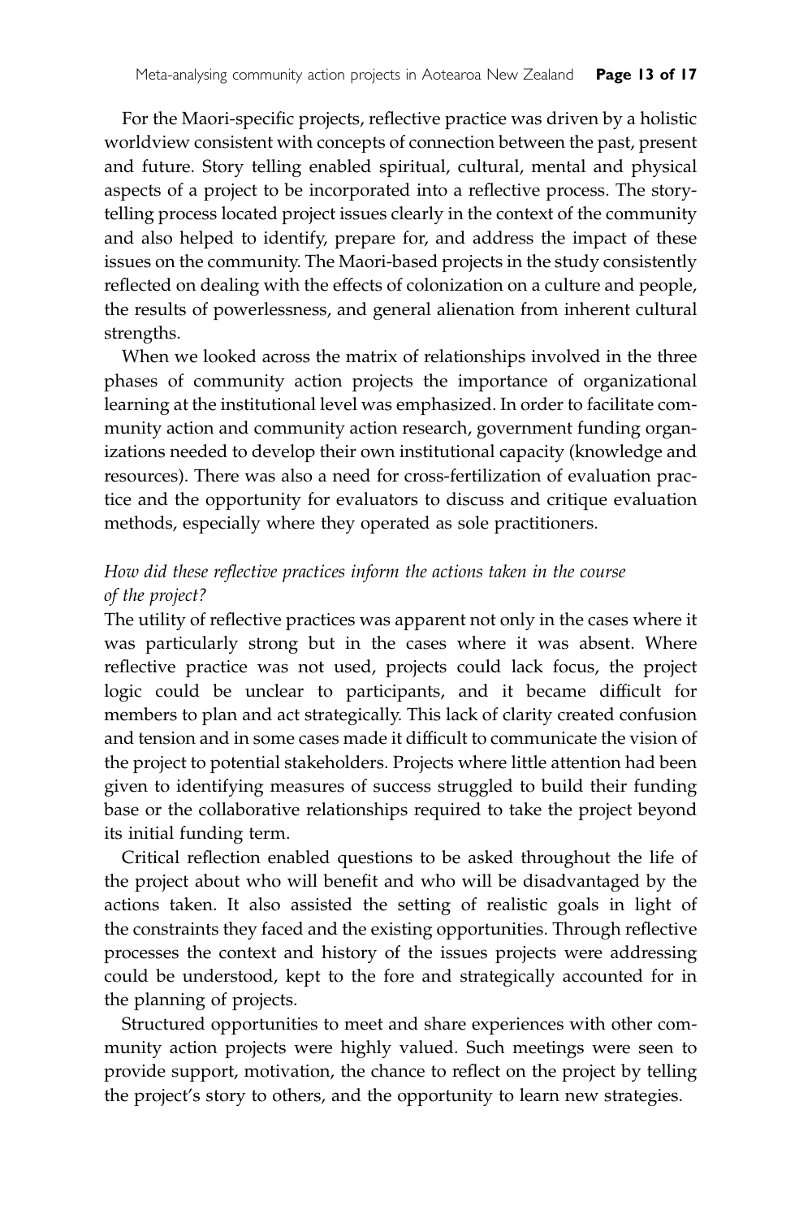For the Maori-specific projects, reflective practice was driven by a holistic worldview consistent with concepts of connection between the past, present and future. Story telling enabled spiritual, cultural, mental and physical aspects of a project to be incorporated into a reflective process. The story-telling process located project issues clearly in the context of the community and also helped to identify, prepare for, and address the impact of these issues on the community. The Maori-based projects in the study consistently reflected on dealing with the effects of colonization on a culture and people, the results of powerlessness, and general alienation from inherent cultural strengths.

When we looked across the matrix of relationships involved in the three phases of community action projects the importance of organizational learning at the institutional level was emphasized. In order to facilitate community action and community action research, government funding organizations needed to develop their own institutional capacity (knowledge and resources). There was also a need for cross-fertilization of evaluation practice and the opportunity for evaluators to discuss and critique evaluation methods, especially where they operated as sole practitioners.

*How did these reflective practices inform the actions taken in the course of the project?*

The utility of reflective practices was apparent not only in the cases where it was particularly strong but in the cases where it was absent. Where reflective practice was not used, projects could lack focus, the project logic could be unclear to participants, and it became difficult for members to plan and act strategically. This lack of clarity created confusion and tension and in some cases made it difficult to communicate the vision of the project to potential stakeholders. Projects where little attention had been given to identifying measures of success struggled to build their funding base or the collaborative relationships required to take the project beyond its initial funding term.

Critical reflection enabled questions to be asked throughout the life of the project about who will benefit and who will be disadvantaged by the actions taken. It also assisted the setting of realistic goals in light of the constraints they faced and the existing opportunities. Through reflective processes the context and history of the issues projects were addressing could be understood, kept to the fore and strategically accounted for in the planning of projects.

Structured opportunities to meet and share experiences with other community action projects were highly valued. Such meetings were seen to provide support, motivation, the chance to reflect on the project by telling the project's story to others, and the opportunity to learn new strategies.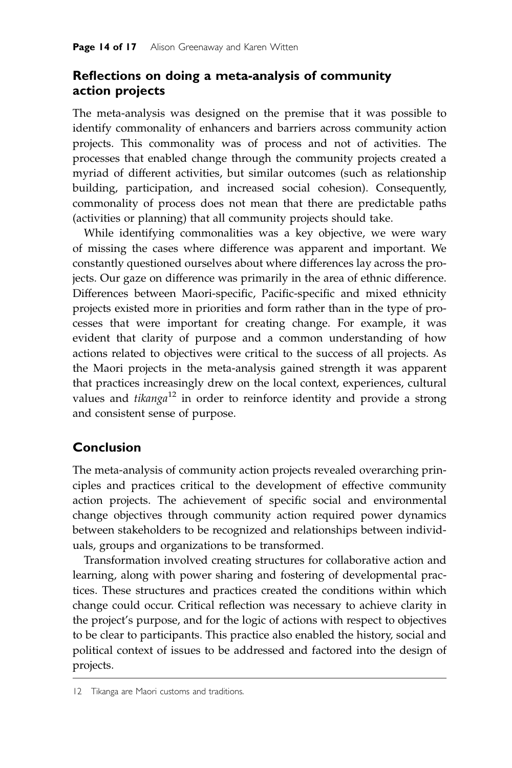## Reflections on doing a meta-analysis of community action projects

The meta-analysis was designed on the premise that it was possible to identify commonality of enhancers and barriers across community action projects. This commonality was of process and not of activities. The processes that enabled change through the community projects created a myriad of different activities, but similar outcomes (such as relationship building, participation, and increased social cohesion). Consequently, commonality of process does not mean that there are predictable paths (activities or planning) that all community projects should take.

While identifying commonalities was a key objective, we were wary of missing the cases where difference was apparent and important. We constantly questioned ourselves about where differences lay across the projects. Our gaze on difference was primarily in the area of ethnic difference. Differences between Maori-specific, Pacific-specific and mixed ethnicity projects existed more in priorities and form rather than in the type of processes that were important for creating change. For example, it was evident that clarity of purpose and a common understanding of how actions related to objectives were critical to the success of all projects. As the Maori projects in the meta-analysis gained strength it was apparent that practices increasingly drew on the local context, experiences, cultural values and *tikanga*[12] in order to reinforce identity and provide a strong and consistent sense of purpose.

## Conclusion

The meta-analysis of community action projects revealed overarching principles and practices critical to the development of effective community action projects. The achievement of specific social and environmental change objectives through community action required power dynamics between stakeholders to be recognized and relationships between individuals, groups and organizations to be transformed.

Transformation involved creating structures for collaborative action and learning, along with power sharing and fostering of developmental practices. These structures and practices created the conditions within which change could occur. Critical reflection was necessary to achieve clarity in the project's purpose, and for the logic of actions with respect to objectives to be clear to participants. This practice also enabled the history, social and political context of issues to be addressed and factored into the design of projects.

12 Tikanga are Maori customs and traditions.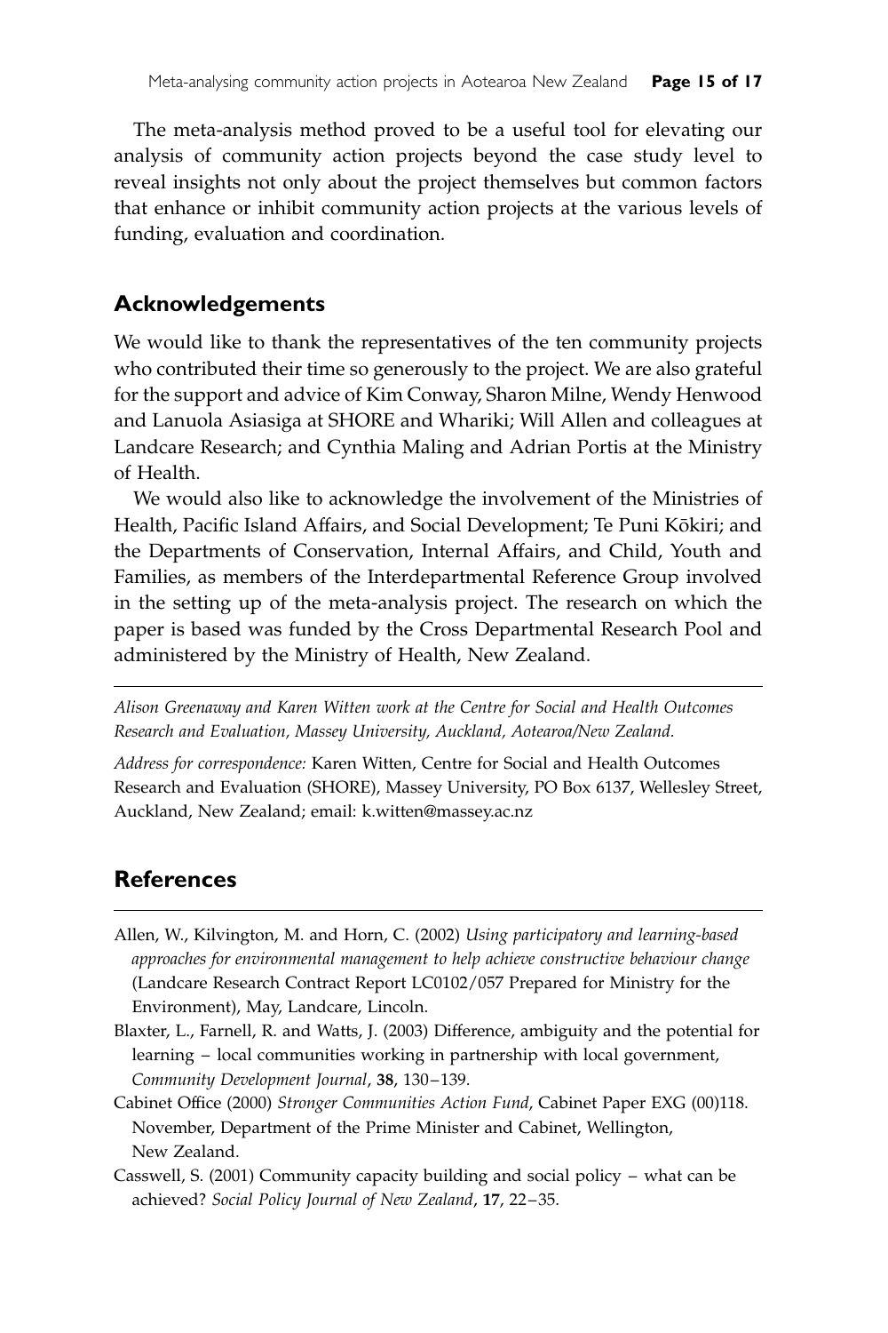The meta-analysis method proved to be a useful tool for elevating our analysis of community action projects beyond the case study level to reveal insights not only about the project themselves but common factors that enhance or inhibit community action projects at the various levels of funding, evaluation and coordination.

## Acknowledgements

We would like to thank the representatives of the ten community projects who contributed their time so generously to the project. We are also grateful for the support and advice of Kim Conway, Sharon Milne, Wendy Henwood and Lanuola Asiasiga at SHORE and Whariki; Will Allen and colleagues at Landcare Research; and Cynthia Maling and Adrian Portis at the Ministry of Health.

We would also like to acknowledge the involvement of the Ministries of Health, Pacific Island Affairs, and Social Development; Te Puni Kōkiri; and the Departments of Conservation, Internal Affairs, and Child, Youth and Families, as members of the Interdepartmental Reference Group involved in the setting up of the meta-analysis project. The research on which the paper is based was funded by the Cross Departmental Research Pool and administered by the Ministry of Health, New Zealand.

---

*Alison Greenaway and Karen Witten work at the Centre for Social and Health Outcomes Research and Evaluation, Massey University, Auckland, Aotearoa/New Zealand.*

*Address for correspondence:* Karen Witten, Centre for Social and Health Outcomes Research and Evaluation (SHORE), Massey University, PO Box 6137, Wellesley Street, Auckland, New Zealand; email: k.witten@massey.ac.nz

## References

Allen, W., Kilvington, M. and Horn, C. (2002) *Using participatory and learning-based approaches for environmental management to help achieve constructive behaviour change* (Landcare Research Contract Report LC0102/057 Prepared for Ministry for the Environment), May, Landcare, Lincoln.

Blaxter, L., Farnell, R. and Watts, J. (2003) Difference, ambiguity and the potential for learning – local communities working in partnership with local government, *Community Development Journal*, **38**, 130–139.

Cabinet Office (2000) *Stronger Communities Action Fund*, Cabinet Paper EXG (00)118. November, Department of the Prime Minister and Cabinet, Wellington, New Zealand.

Casswell, S. (2001) Community capacity building and social policy – what can be achieved? *Social Policy Journal of New Zealand*, **17**, 22–35.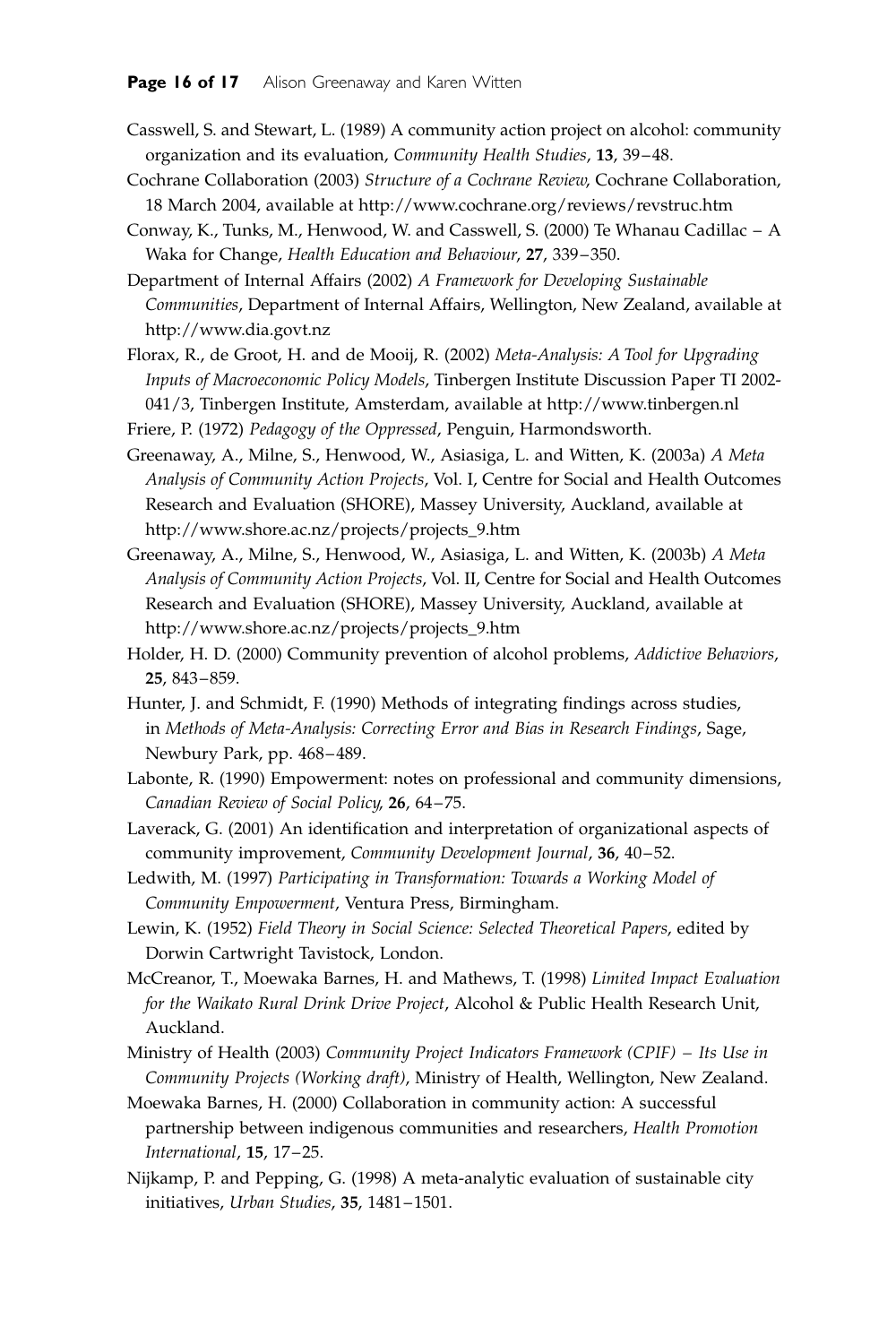Casswell, S. and Stewart, L. (1989) A community action project on alcohol: community organization and its evaluation, *Community Health Studies*, **13**, 39–48.

Cochrane Collaboration (2003) *Structure of a Cochrane Review*, Cochrane Collaboration, 18 March 2004, available at http://www.cochrane.org/reviews/revstruc.htm

Conway, K., Tunks, M., Henwood, W. and Casswell, S. (2000) Te Whanau Cadillac – A Waka for Change, *Health Education and Behaviour*, **27**, 339–350.

Department of Internal Affairs (2002) *A Framework for Developing Sustainable Communities*, Department of Internal Affairs, Wellington, New Zealand, available at http://www.dia.govt.nz

Florax, R., de Groot, H. and de Mooij, R. (2002) *Meta-Analysis: A Tool for Upgrading Inputs of Macroeconomic Policy Models*, Tinbergen Institute Discussion Paper TI 2002-041/3, Tinbergen Institute, Amsterdam, available at http://www.tinbergen.nl

Friere, P. (1972) *Pedagogy of the Oppressed*, Penguin, Harmondsworth.

Greenaway, A., Milne, S., Henwood, W., Asiasiga, L. and Witten, K. (2003a) *A Meta Analysis of Community Action Projects*, Vol. I, Centre for Social and Health Outcomes Research and Evaluation (SHORE), Massey University, Auckland, available at http://www.shore.ac.nz/projects/projects_9.htm

Greenaway, A., Milne, S., Henwood, W., Asiasiga, L. and Witten, K. (2003b) *A Meta Analysis of Community Action Projects*, Vol. II, Centre for Social and Health Outcomes Research and Evaluation (SHORE), Massey University, Auckland, available at http://www.shore.ac.nz/projects/projects_9.htm

Holder, H. D. (2000) Community prevention of alcohol problems, *Addictive Behaviors*, **25**, 843–859.

Hunter, J. and Schmidt, F. (1990) Methods of integrating findings across studies, in *Methods of Meta-Analysis: Correcting Error and Bias in Research Findings*, Sage, Newbury Park, pp. 468–489.

Labonte, R. (1990) Empowerment: notes on professional and community dimensions, *Canadian Review of Social Policy*, **26**, 64–75.

Laverack, G. (2001) An identification and interpretation of organizational aspects of community improvement, *Community Development Journal*, **36**, 40–52.

Ledwith, M. (1997) *Participating in Transformation: Towards a Working Model of Community Empowerment*, Ventura Press, Birmingham.

Lewin, K. (1952) *Field Theory in Social Science: Selected Theoretical Papers*, edited by Dorwin Cartwright Tavistock, London.

McCreanor, T., Moewaka Barnes, H. and Mathews, T. (1998) *Limited Impact Evaluation for the Waikato Rural Drink Drive Project*, Alcohol & Public Health Research Unit, Auckland.

Ministry of Health (2003) *Community Project Indicators Framework (CPIF) – Its Use in Community Projects (Working draft)*, Ministry of Health, Wellington, New Zealand.

Moewaka Barnes, H. (2000) Collaboration in community action: A successful partnership between indigenous communities and researchers, *Health Promotion International*, **15**, 17–25.

Nijkamp, P. and Pepping, G. (1998) A meta-analytic evaluation of sustainable city initiatives, *Urban Studies*, **35**, 1481–1501.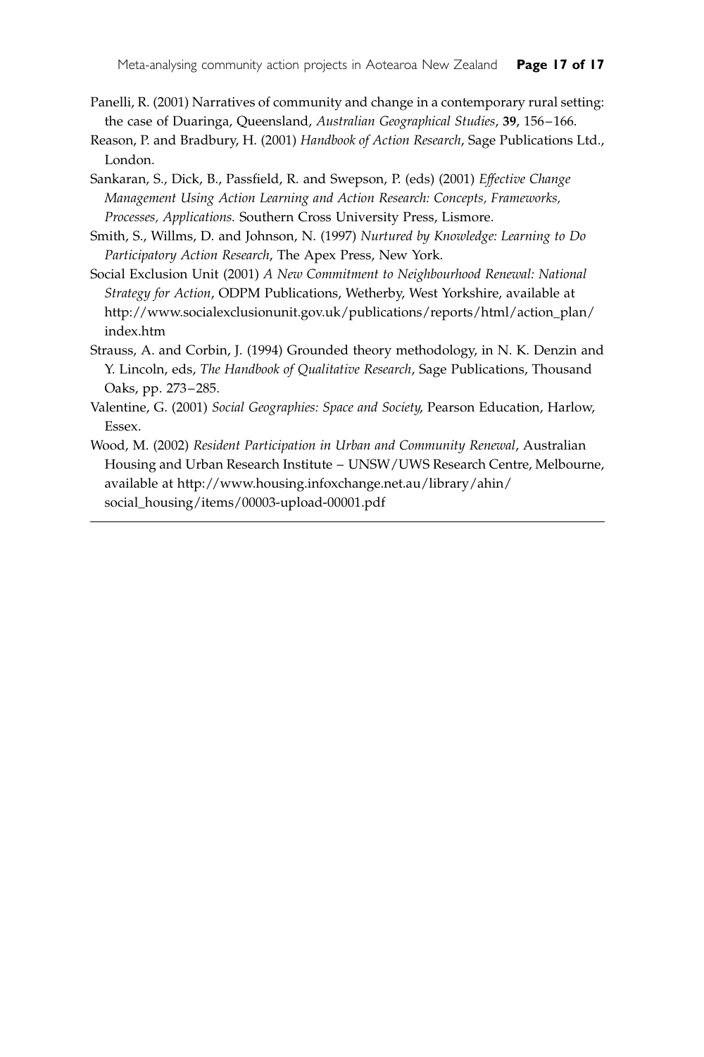Panelli, R. (2001) Narratives of community and change in a contemporary rural setting: the case of Duaringa, Queensland, *Australian Geographical Studies*, **39**, 156–166.

Reason, P. and Bradbury, H. (2001) *Handbook of Action Research*, Sage Publications Ltd., London.

Sankaran, S., Dick, B., Passfield, R. and Swepson, P. (eds) (2001) *Effective Change Management Using Action Learning and Action Research: Concepts, Frameworks, Processes, Applications.* Southern Cross University Press, Lismore.

Smith, S., Willms, D. and Johnson, N. (1997) *Nurtured by Knowledge: Learning to Do Participatory Action Research*, The Apex Press, New York.

Social Exclusion Unit (2001) *A New Commitment to Neighbourhood Renewal: National Strategy for Action*, ODPM Publications, Wetherby, West Yorkshire, available at http://www.socialexclusionunit.gov.uk/publications/reports/html/action_plan/index.htm

Strauss, A. and Corbin, J. (1994) Grounded theory methodology, in N. K. Denzin and Y. Lincoln, eds, *The Handbook of Qualitative Research*, Sage Publications, Thousand Oaks, pp. 273–285.

Valentine, G. (2001) *Social Geographies: Space and Society*, Pearson Education, Harlow, Essex.

Wood, M. (2002) *Resident Participation in Urban and Community Renewal*, Australian Housing and Urban Research Institute – UNSW/UWS Research Centre, Melbourne, available at http://www.housing.infoxchange.net.au/library/ahin/social_housing/items/00003-upload-00001.pdf